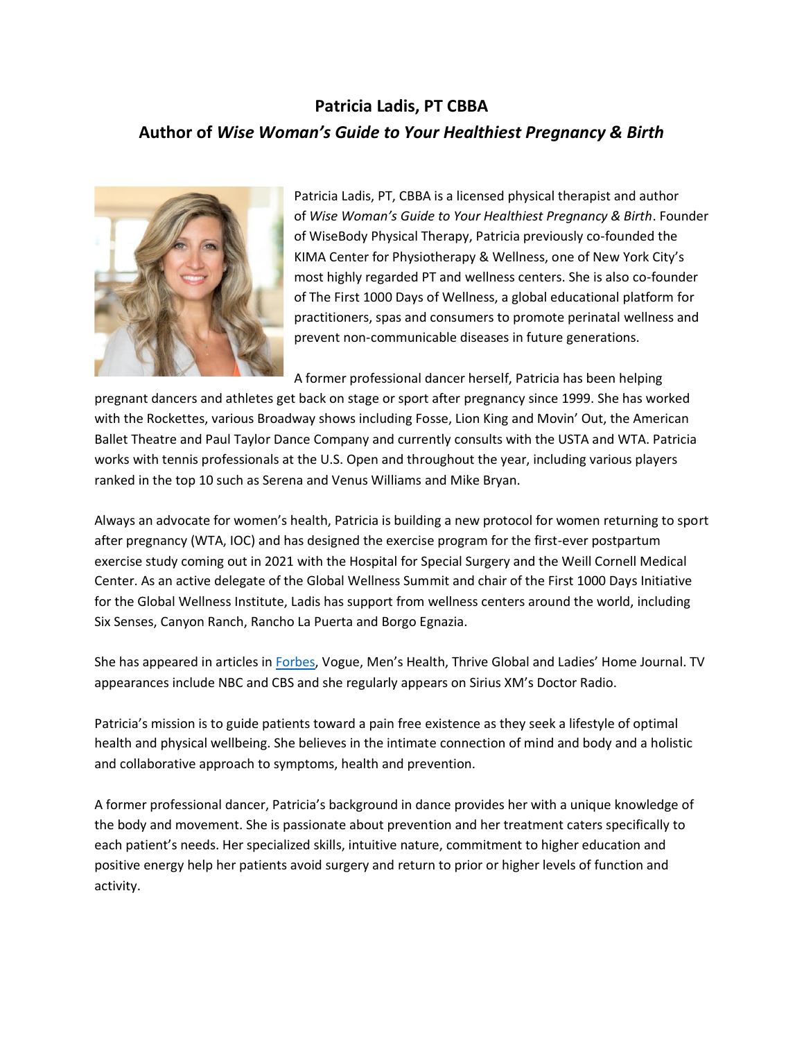**Patricia Ladis, PT CBBA**
**Author of *Wise Woman's Guide to Your Healthiest Pregnancy & Birth***

Patricia Ladis, PT, CBBA is a licensed physical therapist and author of *Wise Woman's Guide to Your Healthiest Pregnancy & Birth*. Founder of WiseBody Physical Therapy, Patricia previously co-founded the KIMA Center for Physiotherapy & Wellness, one of New York City's most highly regarded PT and wellness centers. She is also co-founder of The First 1000 Days of Wellness, a global educational platform for practitioners, spas and consumers to promote perinatal wellness and prevent non-communicable diseases in future generations.

A former professional dancer herself, Patricia has been helping pregnant dancers and athletes get back on stage or sport after pregnancy since 1999. She has worked with the Rockettes, various Broadway shows including Fosse, Lion King and Movin' Out, the American Ballet Theatre and Paul Taylor Dance Company and currently consults with the USTA and WTA. Patricia works with tennis professionals at the U.S. Open and throughout the year, including various players ranked in the top 10 such as Serena and Venus Williams and Mike Bryan.

Always an advocate for women's health, Patricia is building a new protocol for women returning to sport after pregnancy (WTA, IOC) and has designed the exercise program for the first-ever postpartum exercise study coming out in 2021 with the Hospital for Special Surgery and the Weill Cornell Medical Center. As an active delegate of the Global Wellness Summit and chair of the First 1000 Days Initiative for the Global Wellness Institute, Ladis has support from wellness centers around the world, including Six Senses, Canyon Ranch, Rancho La Puerta and Borgo Egnazia.

She has appeared in articles in Forbes, Vogue, Men's Health, Thrive Global and Ladies' Home Journal. TV appearances include NBC and CBS and she regularly appears on Sirius XM's Doctor Radio.

Patricia's mission is to guide patients toward a pain free existence as they seek a lifestyle of optimal health and physical wellbeing. She believes in the intimate connection of mind and body and a holistic and collaborative approach to symptoms, health and prevention.

A former professional dancer, Patricia's background in dance provides her with a unique knowledge of the body and movement. She is passionate about prevention and her treatment caters specifically to each patient's needs. Her specialized skills, intuitive nature, commitment to higher education and positive energy help her patients avoid surgery and return to prior or higher levels of function and activity.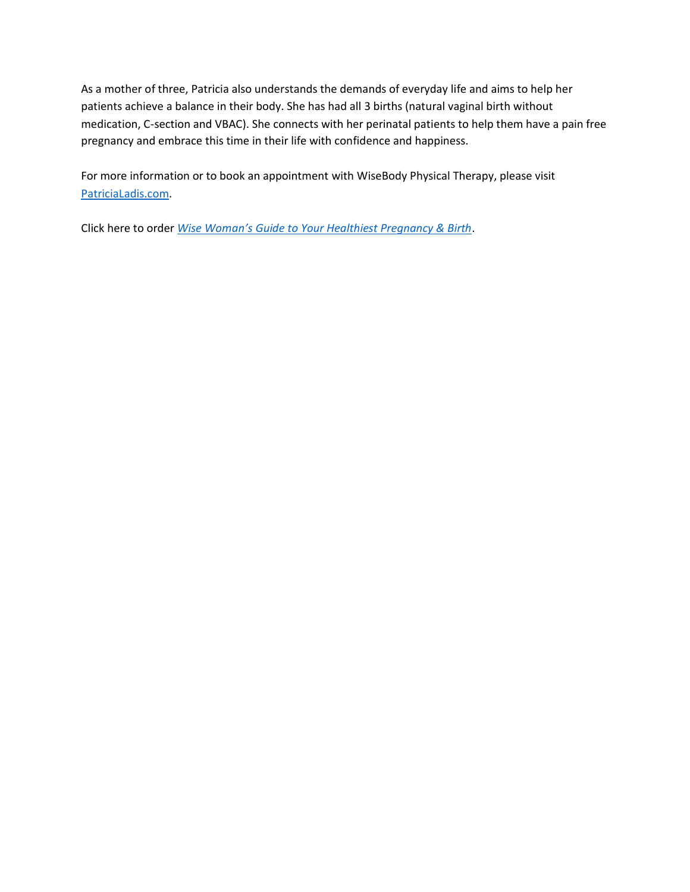As a mother of three, Patricia also understands the demands of everyday life and aims to help her patients achieve a balance in their body. She has had all 3 births (natural vaginal birth without medication, C-section and VBAC). She connects with her perinatal patients to help them have a pain free pregnancy and embrace this time in their life with confidence and happiness.

For more information or to book an appointment with WiseBody Physical Therapy, please visit [PatriciaLadis.com](PatriciaLadis.com).

Click here to order *Wise Woman's Guide to Your Healthiest Pregnancy & Birth*.